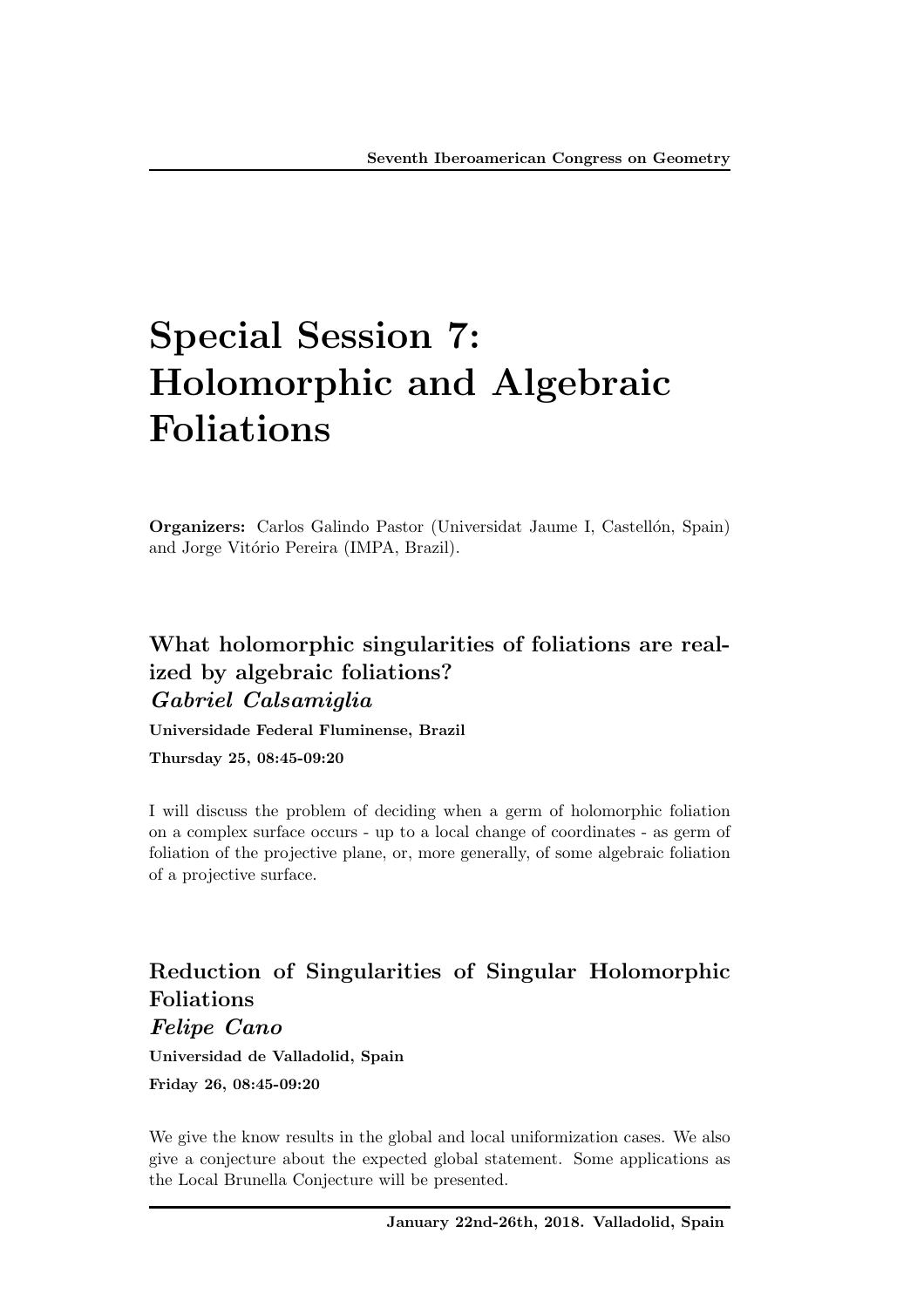# Special Session 7: Holomorphic and Algebraic Foliations

**Organizers:** Carlos Galindo Pastor (Universidat Jaume I, Castellón, Spain) and Jorge Vitório Pereira (IMPA, Brazil).

## What holomorphic singularities of foliations are realized by algebraic foliations?

### *Gabriel Calsamiglia*

**Universidade Federal Fluminense, Brazil**

**Thursday 25, 08:45-09:20**

I will discuss the problem of deciding when a germ of holomorphic foliation on a complex surface occurs - up to a local change of coordinates - as germ of foliation of the projective plane, or, more generally, of some algebraic foliation of a projective surface.

## Reduction of Singularities of Singular Holomorphic Foliations

### *Felipe Cano*

**Universidad de Valladolid, Spain**

**Friday 26, 08:45-09:20**

We give the know results in the global and local uniformization cases. We also give a conjecture about the expected global statement. Some applications as the Local Brunella Conjecture will be presented.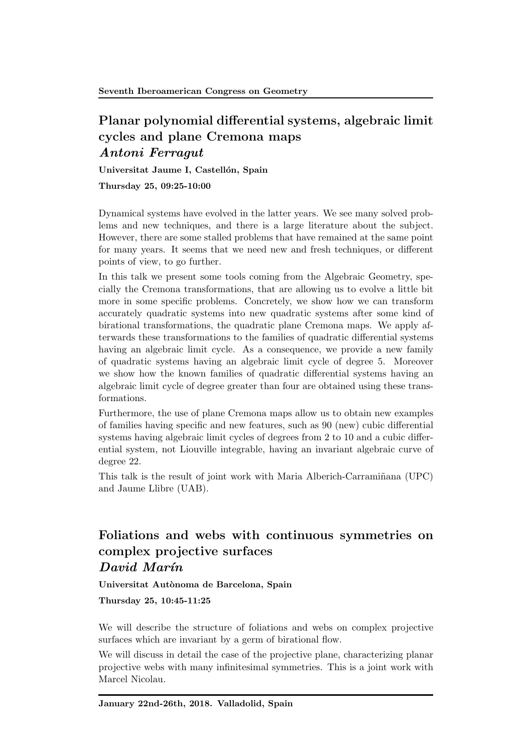## Planar polynomial differential systems, algebraic limit cycles and plane Cremona maps

### *Antoni Ferragut*

**Universitat Jaume I, Castellón, Spain**

**Thursday 25, 09:25-10:00**

Dynamical systems have evolved in the latter years. We see many solved problems and new techniques, and there is a large literature about the subject. However, there are some stalled problems that have remained at the same point for many years. It seems that we need new and fresh techniques, or different points of view, to go further.

In this talk we present some tools coming from the Algebraic Geometry, specially the Cremona transformations, that are allowing us to evolve a little bit more in some specific problems. Concretely, we show how we can transform accurately quadratic systems into new quadratic systems after some kind of birational transformations, the quadratic plane Cremona maps. We apply afterwards these transformations to the families of quadratic differential systems having an algebraic limit cycle. As a consequence, we provide a new family of quadratic systems having an algebraic limit cycle of degree 5. Moreover we show how the known families of quadratic differential systems having an algebraic limit cycle of degree greater than four are obtained using these transformations.

Furthermore, the use of plane Cremona maps allow us to obtain new examples of families having specific and new features, such as 90 (new) cubic differential systems having algebraic limit cycles of degrees from 2 to 10 and a cubic differential system, not Liouville integrable, having an invariant algebraic curve of degree 22.

This talk is the result of joint work with Maria Alberich-Carramiñana (UPC) and Jaume Llibre (UAB).

## Foliations and webs with continuous symmetries on complex projective surfaces

### *David Marín*

**Universitat Autònoma de Barcelona, Spain**

**Thursday 25, 10:45-11:25**

We will describe the structure of foliations and webs on complex projective surfaces which are invariant by a germ of birational flow.

We will discuss in detail the case of the projective plane, characterizing planar projective webs with many infinitesimal symmetries. This is a joint work with Marcel Nicolau.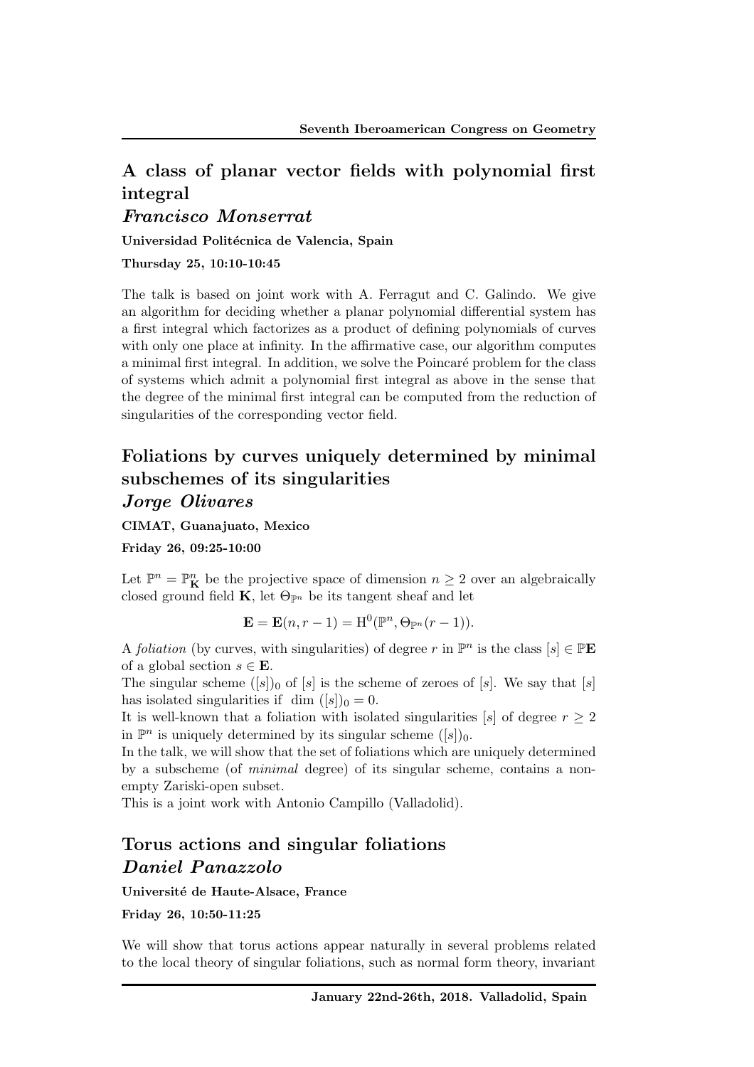## A class of planar vector fields with polynomial first integral

### *Francisco Monserrat*

**Universidad Politécnica de Valencia, Spain**

**Thursday 25, 10:10-10:45**

The talk is based on joint work with A. Ferragut and C. Galindo. We give an algorithm for deciding whether a planar polynomial differential system has a first integral which factorizes as a product of defining polynomials of curves with only one place at infinity. In the affirmative case, our algorithm computes a minimal first integral. In addition, we solve the Poincaré problem for the class of systems which admit a polynomial first integral as above in the sense that the degree of the minimal first integral can be computed from the reduction of singularities of the corresponding vector field.

## Foliations by curves uniquely determined by minimal subschemes of its singularities

### *Jorge Olivares*

**CIMAT, Guanajuato, Mexico**

**Friday 26, 09:25-10:00**

Let $\mathbb{P}^n = \mathbb{P}^n_{\mathbf{K}}$ be the projective space of dimension $n \geq 2$ over an algebraically closed ground field $\mathbf{K}$, let $\Theta_{\mathbb{P}^n}$ be its tangent sheaf and let

$$\mathbf{E} = \mathbf{E}(n, r-1) = \mathrm{H}^0(\mathbb{P}^n, \Theta_{\mathbb{P}^n}(r-1)).$$

A *foliation* (by curves, with singularities) of degree $r$ in $\mathbb{P}^n$ is the class $[s] \in \mathbb{P}\mathbf{E}$ of a global section $s \in \mathbf{E}$.

The singular scheme $([s])_0$ of $[s]$ is the scheme of zeroes of $[s]$. We say that $[s]$ has isolated singularities if $\dim ([s])_0 = 0$.

It is well-known that a foliation with isolated singularities $[s]$ of degree $r \geq 2$ in $\mathbb{P}^n$ is uniquely determined by its singular scheme $([s])_0$.

In the talk, we will show that the set of foliations which are uniquely determined by a subscheme (of *minimal* degree) of its singular scheme, contains a non-empty Zariski-open subset.

This is a joint work with Antonio Campillo (Valladolid).

## Torus actions and singular foliations

### *Daniel Panazzolo*

**Université de Haute-Alsace, France**

**Friday 26, 10:50-11:25**

We will show that torus actions appear naturally in several problems related to the local theory of singular foliations, such as normal form theory, invariant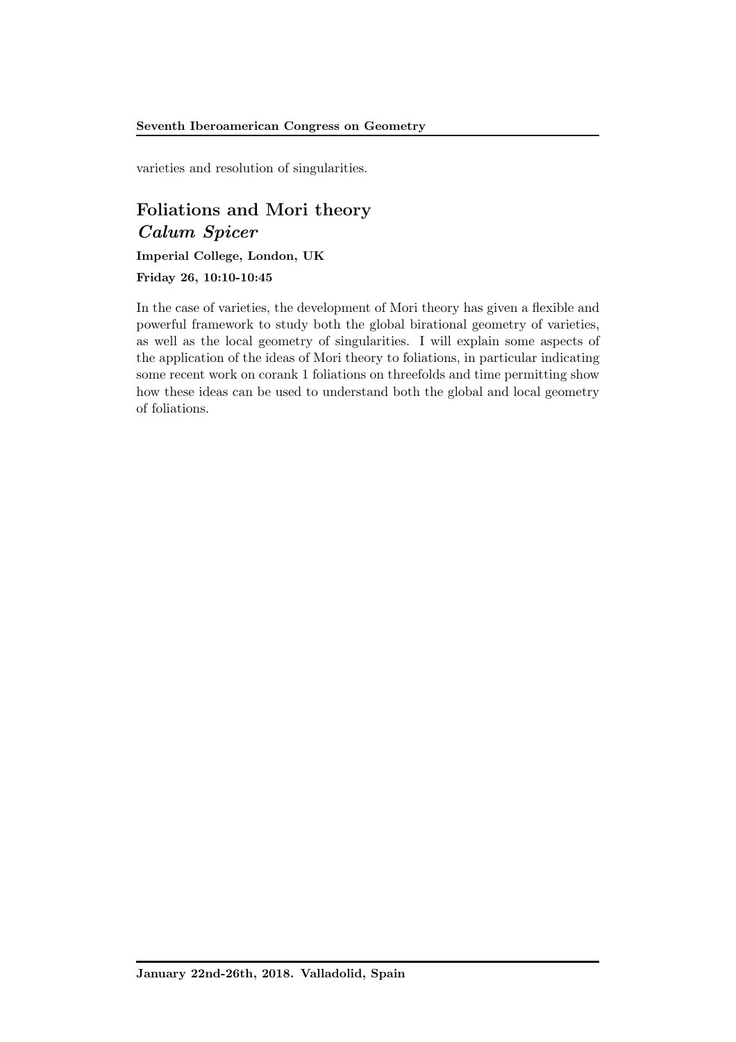varieties and resolution of singularities.

## Foliations and Mori theory

### *Calum Spicer*

**Imperial College, London, UK**

**Friday 26, 10:10-10:45**

In the case of varieties, the development of Mori theory has given a flexible and powerful framework to study both the global birational geometry of varieties, as well as the local geometry of singularities. I will explain some aspects of the application of the ideas of Mori theory to foliations, in particular indicating some recent work on corank 1 foliations on threefolds and time permitting show how these ideas can be used to understand both the global and local geometry of foliations.